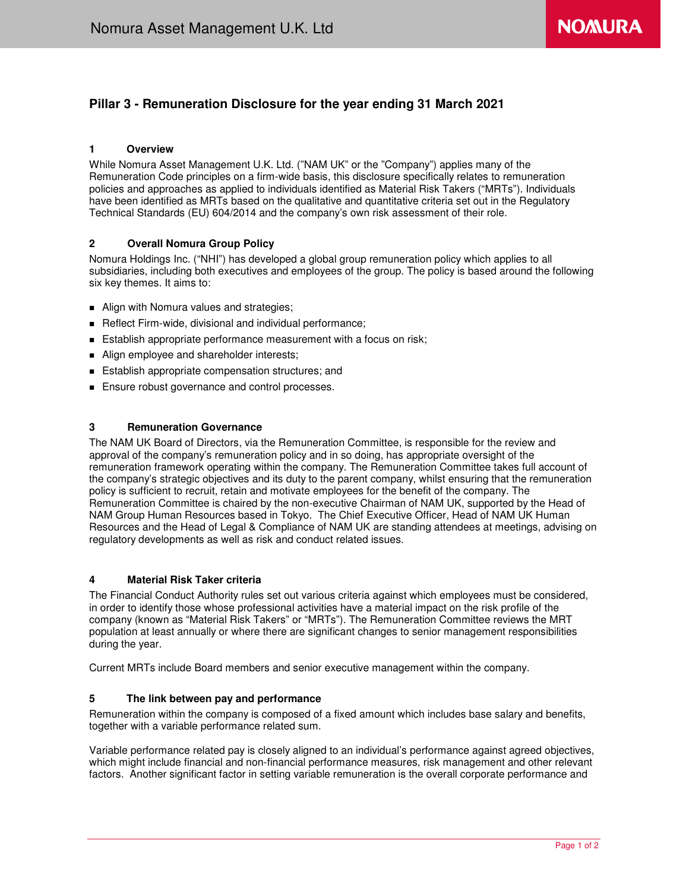# Pillar 3 - Remuneration Disclosure for the year ending 31 March 2021

## 1 Overview

While Nomura Asset Management U.K. Ltd. ("NAM UK" or the "Company") applies many of the Remuneration Code principles on a firm-wide basis, this disclosure specifically relates to remuneration policies and approaches as applied to individuals identified as Material Risk Takers ("MRTs"). Individuals have been identified as MRTs based on the qualitative and quantitative criteria set out in the Regulatory Technical Standards (EU) 604/2014 and the company's own risk assessment of their role.

## 2 Overall Nomura Group Policy

Nomura Holdings Inc. ("NHI") has developed a global group remuneration policy which applies to all subsidiaries, including both executives and employees of the group. The policy is based around the following six key themes. It aims to:

- Align with Nomura values and strategies;
- Reflect Firm-wide, divisional and individual performance;
- Establish appropriate performance measurement with a focus on risk;
- Align employee and shareholder interests;
- Establish appropriate compensation structures; and
- Ensure robust governance and control processes.

## 3 Remuneration Governance

The NAM UK Board of Directors, via the Remuneration Committee, is responsible for the review and approval of the company's remuneration policy and in so doing, has appropriate oversight of the remuneration framework operating within the company. The Remuneration Committee takes full account of the company's strategic objectives and its duty to the parent company, whilst ensuring that the remuneration policy is sufficient to recruit, retain and motivate employees for the benefit of the company. The Remuneration Committee is chaired by the non-executive Chairman of NAM UK, supported by the Head of NAM Group Human Resources based in Tokyo. The Chief Executive Officer, Head of NAM UK Human Resources and the Head of Legal & Compliance of NAM UK are standing attendees at meetings, advising on regulatory developments as well as risk and conduct related issues.

## 4 Material Risk Taker criteria

The Financial Conduct Authority rules set out various criteria against which employees must be considered, in order to identify those whose professional activities have a material impact on the risk profile of the company (known as "Material Risk Takers" or "MRTs"). The Remuneration Committee reviews the MRT population at least annually or where there are significant changes to senior management responsibilities during the year.

Current MRTs include Board members and senior executive management within the company.

## 5 The link between pay and performance

Remuneration within the company is composed of a fixed amount which includes base salary and benefits, together with a variable performance related sum.

Variable performance related pay is closely aligned to an individual's performance against agreed objectives, which might include financial and non-financial performance measures, risk management and other relevant factors. Another significant factor in setting variable remuneration is the overall corporate performance and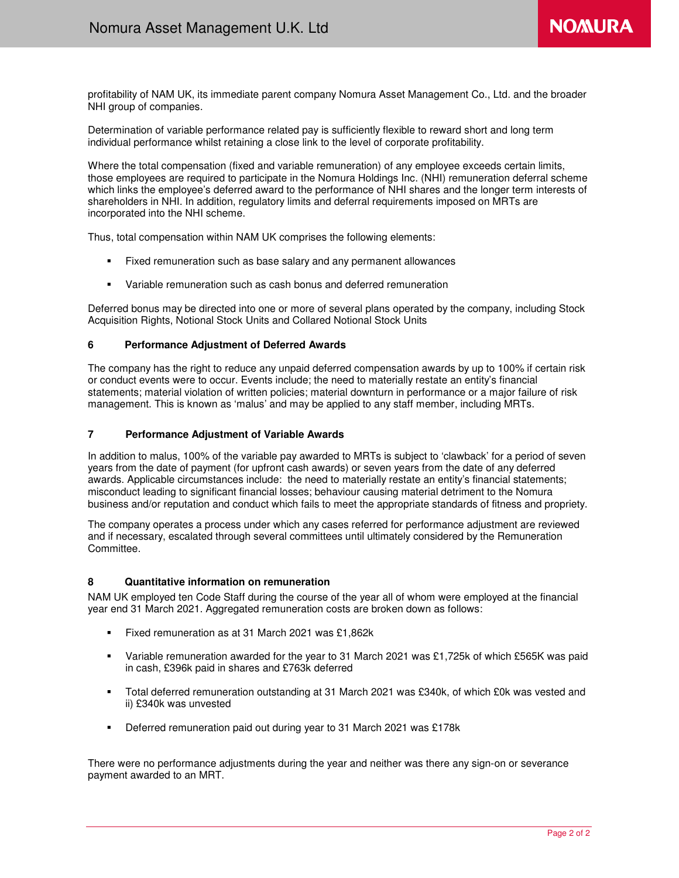profitability of NAM UK, its immediate parent company Nomura Asset Management Co., Ltd. and the broader NHI group of companies.

Determination of variable performance related pay is sufficiently flexible to reward short and long term individual performance whilst retaining a close link to the level of corporate profitability.

Where the total compensation (fixed and variable remuneration) of any employee exceeds certain limits, those employees are required to participate in the Nomura Holdings Inc. (NHI) remuneration deferral scheme which links the employee's deferred award to the performance of NHI shares and the longer term interests of shareholders in NHI. In addition, regulatory limits and deferral requirements imposed on MRTs are incorporated into the NHI scheme.

Thus, total compensation within NAM UK comprises the following elements:

- Fixed remuneration such as base salary and any permanent allowances
- Variable remuneration such as cash bonus and deferred remuneration

Deferred bonus may be directed into one or more of several plans operated by the company, including Stock Acquisition Rights, Notional Stock Units and Collared Notional Stock Units

### 6 Performance Adjustment of Deferred Awards

The company has the right to reduce any unpaid deferred compensation awards by up to 100% if certain risk or conduct events were to occur. Events include; the need to materially restate an entity's financial statements; material violation of written policies; material downturn in performance or a major failure of risk management. This is known as 'malus' and may be applied to any staff member, including MRTs.

### 7 Performance Adjustment of Variable Awards

In addition to malus, 100% of the variable pay awarded to MRTs is subject to 'clawback' for a period of seven years from the date of payment (for upfront cash awards) or seven years from the date of any deferred awards. Applicable circumstances include: the need to materially restate an entity's financial statements; misconduct leading to significant financial losses; behaviour causing material detriment to the Nomura business and/or reputation and conduct which fails to meet the appropriate standards of fitness and propriety.

The company operates a process under which any cases referred for performance adjustment are reviewed and if necessary, escalated through several committees until ultimately considered by the Remuneration Committee.

### 8 Quantitative information on remuneration

NAM UK employed ten Code Staff during the course of the year all of whom were employed at the financial year end 31 March 2021. Aggregated remuneration costs are broken down as follows:

- Fixed remuneration as at 31 March 2021 was £1,862k
- Variable remuneration awarded for the year to 31 March 2021 was £1,725k of which £565K was paid in cash, £396k paid in shares and £763k deferred
- Total deferred remuneration outstanding at 31 March 2021 was £340k, of which £0k was vested and ii) £340k was unvested
- Deferred remuneration paid out during year to 31 March 2021 was £178k

There were no performance adjustments during the year and neither was there any sign-on or severance payment awarded to an MRT.